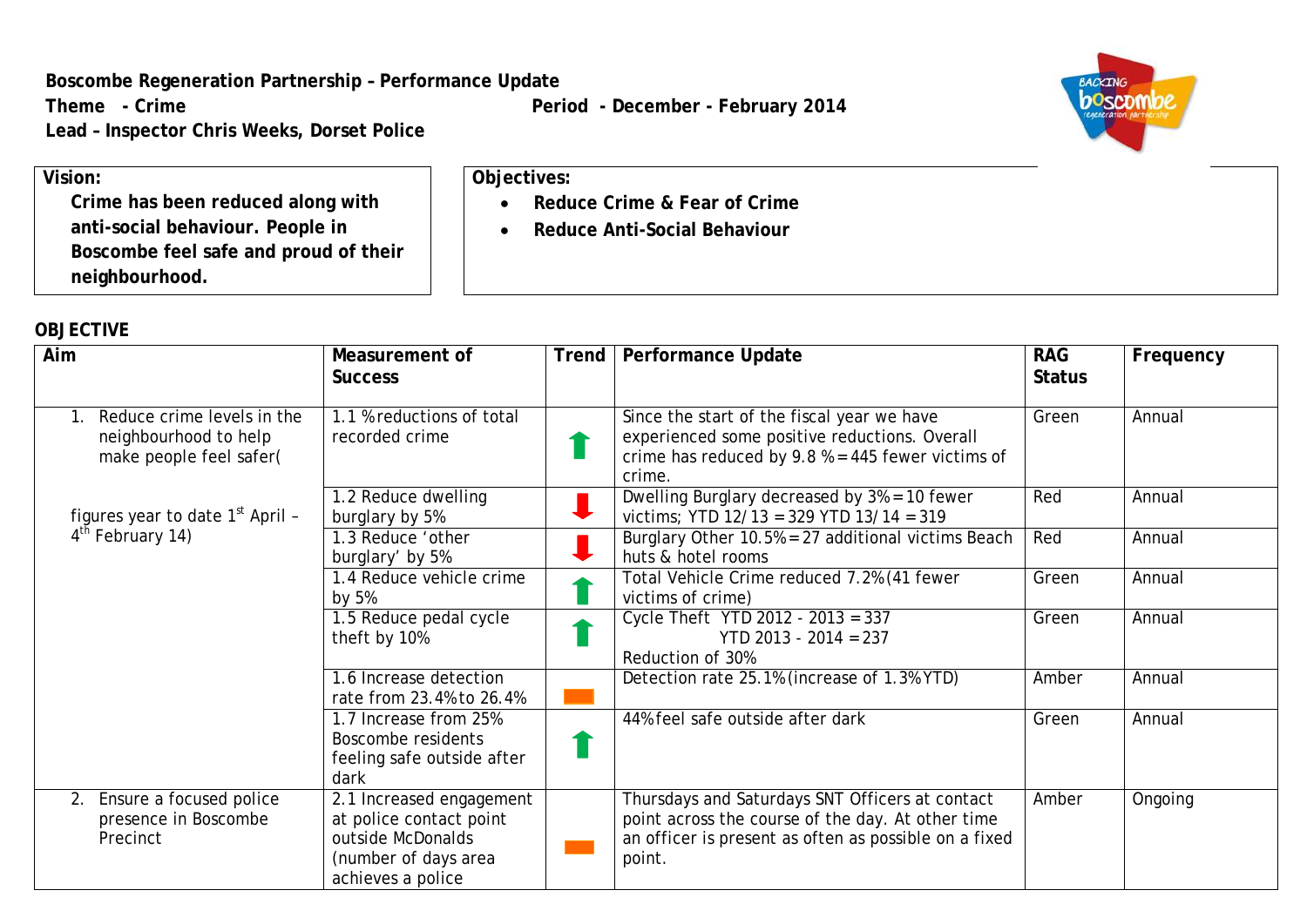**Boscombe Regeneration Partnership – Performance Update**

**Theme - Crime** **Period - December - February 2014**

**Lead – Inspector Chris Weeks, Dorset Police**

| **Vision:** | **Objectives:** |
|---|---|
| **Crime has been reduced along with anti-social behaviour. People in Boscombe feel safe and proud of their neighbourhood.** | • **Reduce Crime & Fear of Crime**<br>• **Reduce Anti-Social Behaviour** |

**OBJECTIVE**

| Aim | Measurement of Success | Trend | Performance Update | RAG Status | Frequency |
|---|---|---|---|---|---|
| 1. Reduce crime levels in the neighbourhood to help make people feel safer( figures year to date 1st April – 4th February 14) | 1.1 % reductions of total recorded crime | ⬆ | Since the start of the fiscal year we have experienced some positive reductions. Overall crime has reduced by 9.8 % = 445 fewer victims of crime. | Green | Annual |
| | 1.2 Reduce dwelling burglary by 5% | ⬇ | Dwelling Burglary decreased by 3% = 10 fewer victims; YTD 12/13 = 329 YTD 13/14 = 319 | Red | Annual |
| | 1.3 Reduce 'other burglary' by 5% | ⬇ | Burglary Other 10.5% = 27 additional victims Beach huts & hotel rooms | Red | Annual |
| | 1.4 Reduce vehicle crime by 5% | ⬆ | Total Vehicle Crime reduced 7.2% (41 fewer victims of crime) | Green | Annual |
| | 1.5 Reduce pedal cycle theft by 10% | ⬆ | Cycle Theft YTD 2012 - 2013 = 337<br>YTD 2013 - 2014 = 237<br>Reduction of 30% | Green | Annual |
| | 1.6 Increase detection rate from 23.4% to 26.4% | ▬ | Detection rate 25.1% (increase of 1.3% YTD) | Amber | Annual |
| | 1.7 Increase from 25% Boscombe residents feeling safe outside after dark | ⬆ | 44% feel safe outside after dark | Green | Annual |
| 2. Ensure a focused police presence in Boscombe Precinct | 2.1 Increased engagement at police contact point outside McDonalds (number of days area achieves a police | ▬ | Thursdays and Saturdays SNT Officers at contact point across the course of the day. At other time an officer is present as often as possible on a fixed point. | Amber | Ongoing |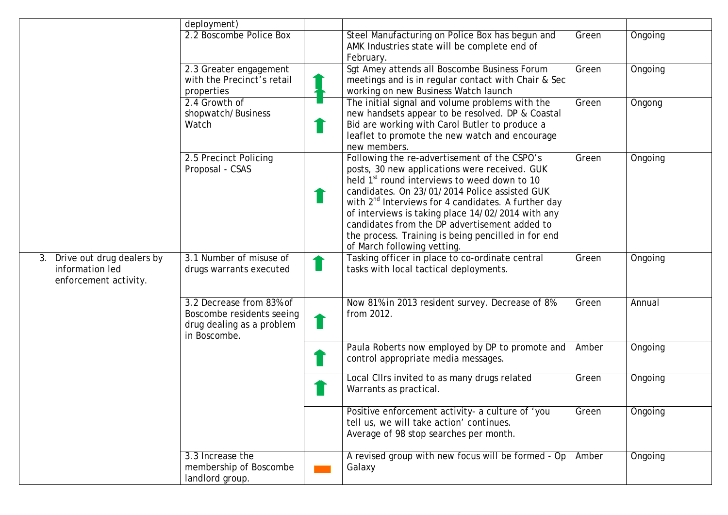| | | | | | |
|---|---|---|---|---|---|
| | deployment) | | | | |
| | 2.2 Boscombe Police Box | | Steel Manufacturing on Police Box has begun and AMK Industries state will be complete end of February. | Green | Ongoing |
| | 2.3 Greater engagement with the Precinct's retail properties | ⬆ | Sgt Amey attends all Boscombe Business Forum meetings and is in regular contact with Chair & Sec working on new Business Watch launch | Green | Ongoing |
| | 2.4 Growth of shopwatch/Business Watch | ⬆ | The initial signal and volume problems with the new handsets appear to be resolved. DP & Coastal Bid are working with Carol Butler to produce a leaflet to promote the new watch and encourage new members. | Green | Ongong |
| | 2.5 Precinct Policing Proposal - CSAS | ⬆ | Following the re-advertisement of the CSPO's posts, 30 new applications were received. GUK held 1st round interviews to weed down to 10 candidates. On 23/01/2014 Police assisted GUK with 2nd Interviews for 4 candidates. A further day of interviews is taking place 14/02/2014 with any candidates from the DP advertisement added to the process. Training is being pencilled in for end of March following vetting. | Green | Ongoing |
| 3. Drive out drug dealers by information led enforcement activity. | 3.1 Number of misuse of drugs warrants executed | ⬆ | Tasking officer in place to co-ordinate central tasks with local tactical deployments. | Green | Ongoing |
| | 3.2 Decrease from 83% of Boscombe residents seeing drug dealing as a problem in Boscombe. | ⬆ | Now 81% in 2013 resident survey. Decrease of 8% from 2012. | Green | Annual |
| | | ⬆ | Paula Roberts now employed by DP to promote and control appropriate media messages. | Amber | Ongoing |
| | | ⬆ | Local Cllrs invited to as many drugs related Warrants as practical. | Green | Ongoing |
| | | | Positive enforcement activity- a culture of 'you tell us, we will take action' continues.<br>Average of 98 stop searches per month. | Green | Ongoing |
| | 3.3 Increase the membership of Boscombe landlord group. | ▬ | A revised group with new focus will be formed - Op Galaxy | Amber | Ongoing |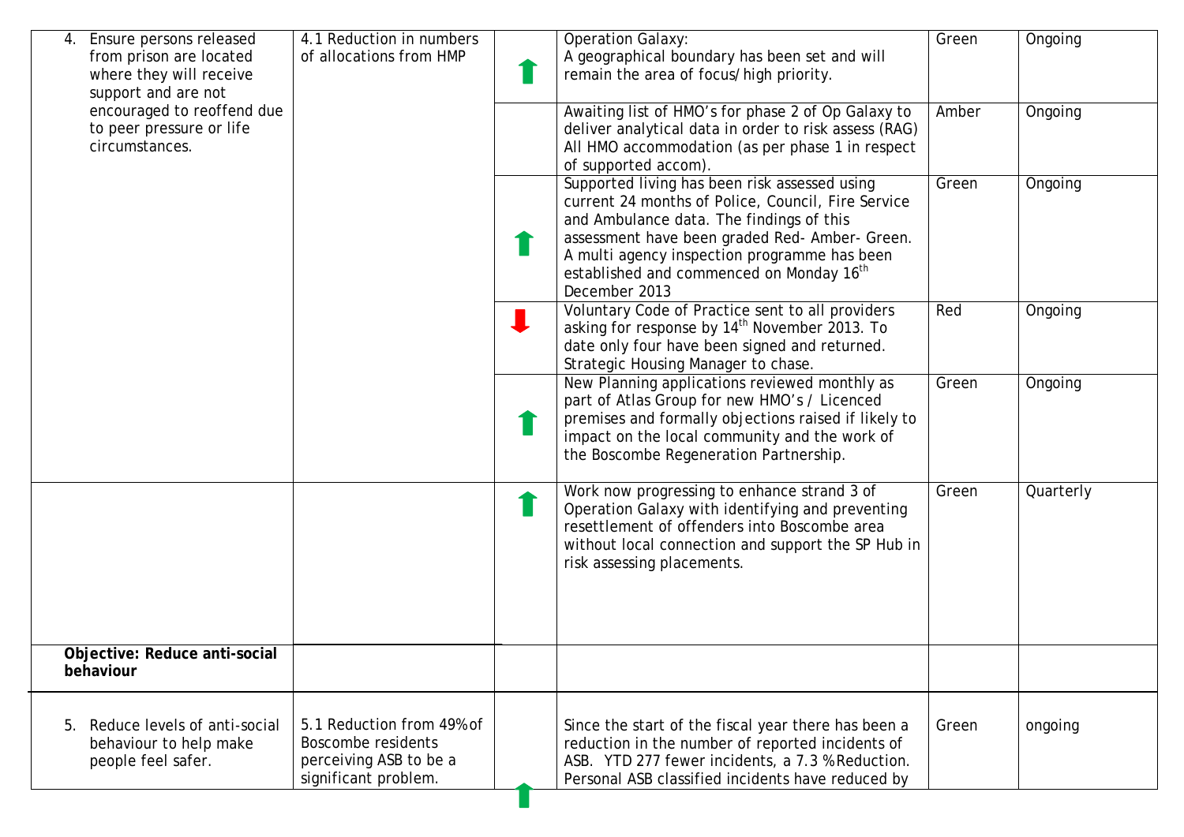| | | | | | |
|---|---|---|---|---|---|
| 4. Ensure persons released from prison are located where they will receive support and are not encouraged to reoffend due to peer pressure or life circumstances. | 4.1 Reduction in numbers of allocations from HMP | ⬆ | Operation Galaxy: A geographical boundary has been set and will remain the area of focus/high priority. | Green | Ongoing |
| | | | Awaiting list of HMO's for phase 2 of Op Galaxy to deliver analytical data in order to risk assess (RAG) All HMO accommodation (as per phase 1 in respect of supported accom). | Amber | Ongoing |
| | | ⬆ | Supported living has been risk assessed using current 24 months of Police, Council, Fire Service and Ambulance data. The findings of this assessment have been graded Red- Amber- Green. A multi agency inspection programme has been established and commenced on Monday 16th December 2013 | Green | Ongoing |
| | | ⬇ | Voluntary Code of Practice sent to all providers asking for response by 14th November 2013. To date only four have been signed and returned. Strategic Housing Manager to chase. | Red | Ongoing |
| | | ⬆ | New Planning applications reviewed monthly as part of Atlas Group for new HMO's / Licenced premises and formally objections raised if likely to impact on the local community and the work of the Boscombe Regeneration Partnership. | Green | Ongoing |
| | | ⬆ | Work now progressing to enhance strand 3 of Operation Galaxy with identifying and preventing resettlement of offenders into Boscombe area without local connection and support the SP Hub in risk assessing placements. | Green | Quarterly |
| **Objective: Reduce anti-social behaviour** | | | | | |
| 5. Reduce levels of anti-social behaviour to help make people feel safer. | 5.1 Reduction from 49% of Boscombe residents perceiving ASB to be a significant problem. | ⬆ | Since the start of the fiscal year there has been a reduction in the number of reported incidents of ASB. YTD 277 fewer incidents, a 7.3 % Reduction. Personal ASB classified incidents have reduced by | Green | ongoing |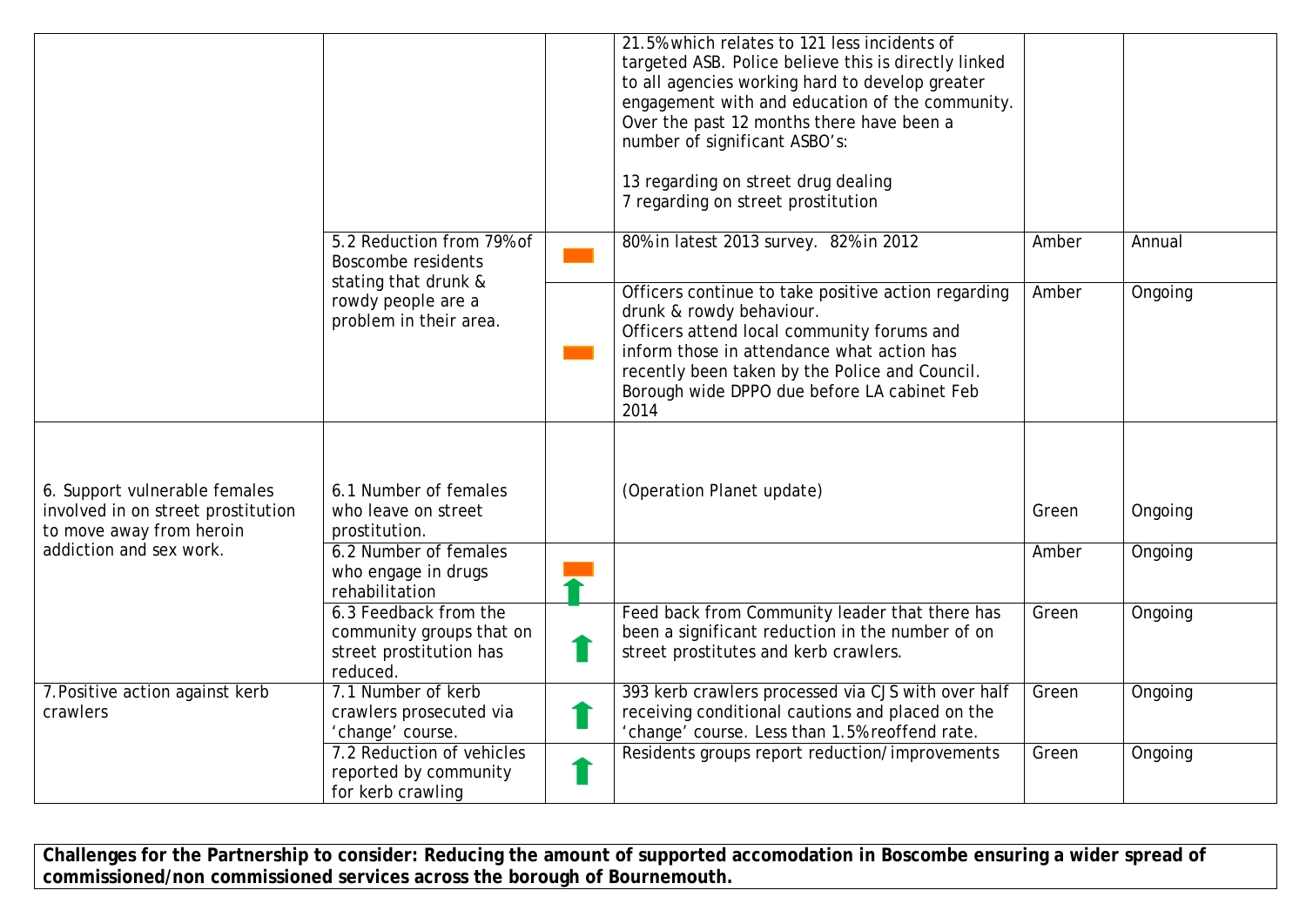| | | | | | |
|---|---|---|---|---|---|
| | | | 21.5% which relates to 121 less incidents of targeted ASB. Police believe this is directly linked to all agencies working hard to develop greater engagement with and education of the community. Over the past 12 months there have been a number of significant ASBO's:<br><br>13 regarding on street drug dealing<br>7 regarding on street prostitution | | |
| | 5.2 Reduction from 79% of Boscombe residents stating that drunk & rowdy people are a problem in their area. | ▬ | 80% in latest 2013 survey. 82% in 2012 | Amber | Annual |
| | | ▬ | Officers continue to take positive action regarding drunk & rowdy behaviour.<br>Officers attend local community forums and inform those in attendance what action has recently been taken by the Police and Council.<br>Borough wide DPPO due before LA cabinet Feb 2014 | Amber | Ongoing |
| 6. Support vulnerable females involved in on street prostitution to move away from heroin addiction and sex work. | 6.1 Number of females who leave on street prostitution. | | (Operation Planet update) | Green | Ongoing |
| | 6.2 Number of females who engage in drugs rehabilitation | ▬ ⬆ | | Amber | Ongoing |
| | 6.3 Feedback from the community groups that on street prostitution has reduced. | ⬆ | Feed back from Community leader that there has been a significant reduction in the number of on street prostitutes and kerb crawlers. | Green | Ongoing |
| 7. Positive action against kerb crawlers | 7.1 Number of kerb crawlers prosecuted via 'change' course. | ⬆ | 393 kerb crawlers processed via CJS with over half receiving conditional cautions and placed on the 'change' course. Less than 1.5% reoffend rate. | Green | Ongoing |
| | 7.2 Reduction of vehicles reported by community for kerb crawling | ⬆ | Residents groups report reduction/improvements | Green | Ongoing |

**Challenges for the Partnership to consider: Reducing the amount of supported accomodation in Boscombe ensuring a wider spread of commissioned/non commissioned services across the borough of Bournemouth.**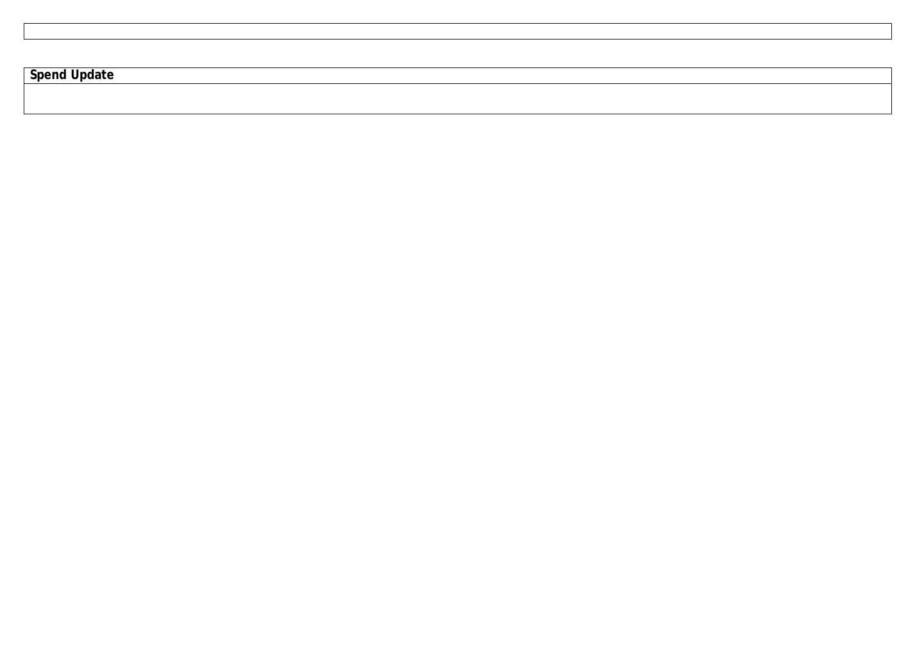| |
|---|
| |

| Spend Update |
|---|
| |